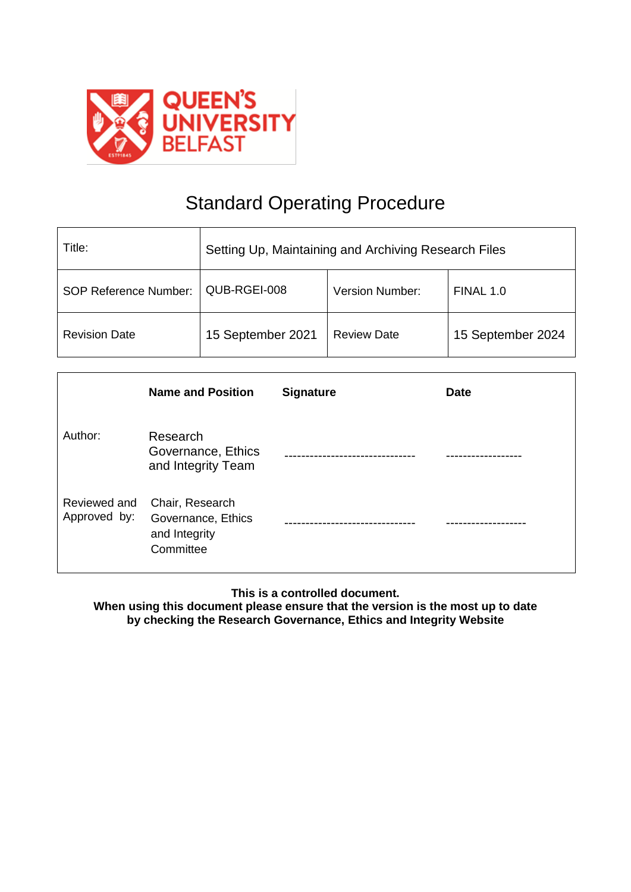# Standard Operating Procedure

| Title: | Setting Up, Maintaining and Archiving Research Files | | |
|---|---|---|---|
| SOP Reference Number: | QUB-RGEI-008 | Version Number: | FINAL 1.0 |
| Revision Date | 15 September 2021 | Review Date | 15 September 2024 |

| | **Name and Position** | **Signature** | **Date** |
|---|---|---|---|
| Author: | Research Governance, Ethics and Integrity Team | ------------------------------- | ------------------ |
| Reviewed and Approved by: | Chair, Research Governance, Ethics and Integrity Committee | ------------------------------- | ------------------- |

**This is a controlled document.**
**When using this document please ensure that the version is the most up to date by checking the Research Governance, Ethics and Integrity Website**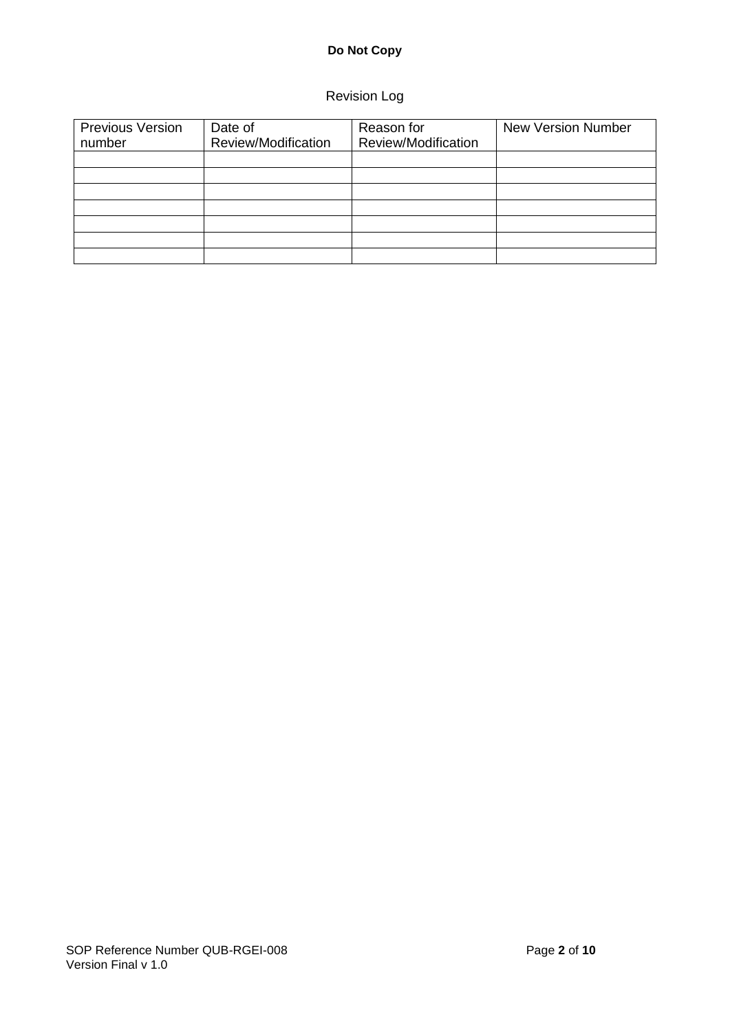**Do Not Copy**

Revision Log

| Previous Version number | Date of Review/Modification | Reason for Review/Modification | New Version Number |
|---|---|---|---|
| | | | |
| | | | |
| | | | |
| | | | |
| | | | |
| | | | |
| | | | |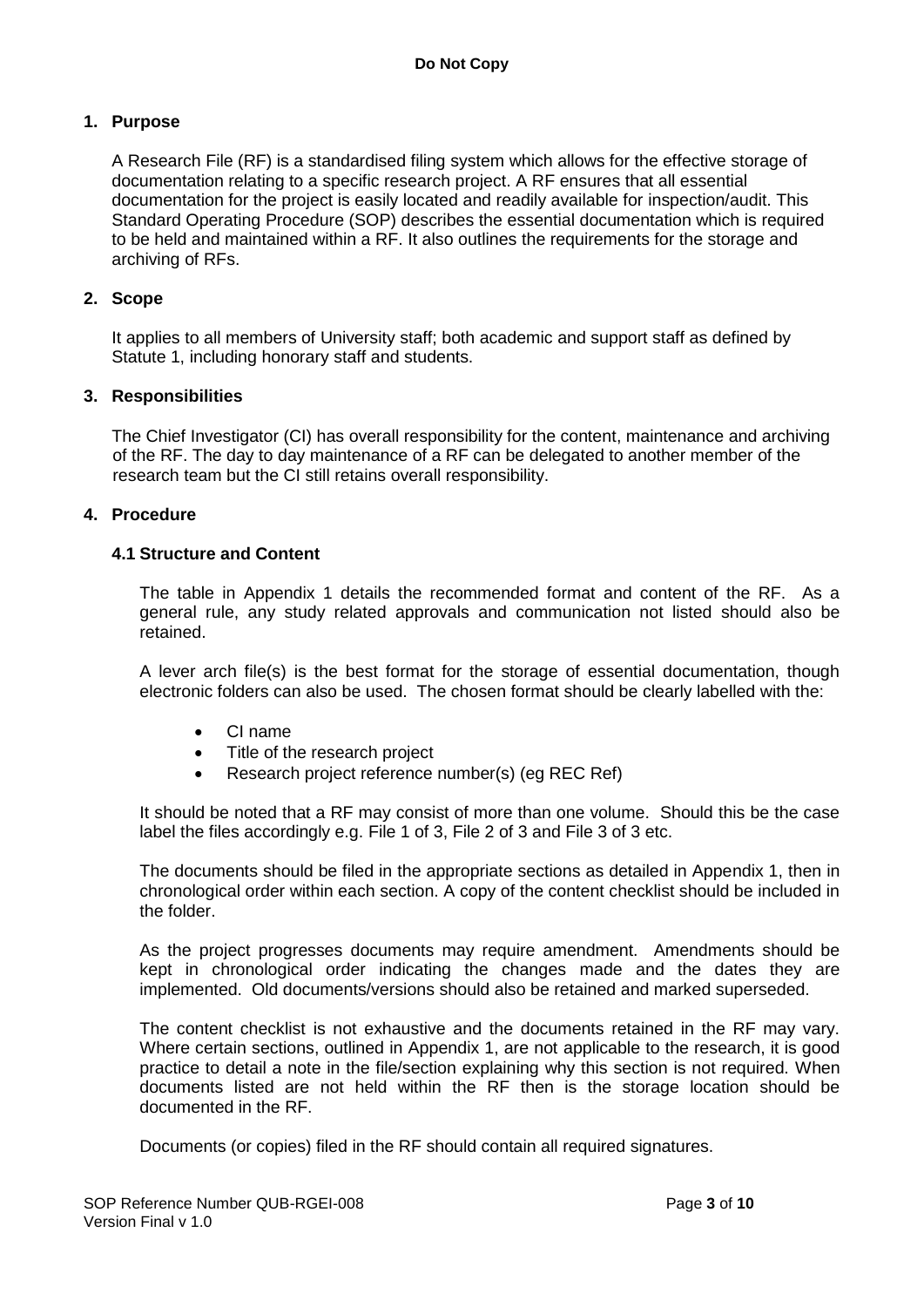## 1. Purpose

A Research File (RF) is a standardised filing system which allows for the effective storage of documentation relating to a specific research project. A RF ensures that all essential documentation for the project is easily located and readily available for inspection/audit. This Standard Operating Procedure (SOP) describes the essential documentation which is required to be held and maintained within a RF. It also outlines the requirements for the storage and archiving of RFs.

## 2. Scope

It applies to all members of University staff; both academic and support staff as defined by Statute 1, including honorary staff and students.

## 3. Responsibilities

The Chief Investigator (CI) has overall responsibility for the content, maintenance and archiving of the RF. The day to day maintenance of a RF can be delegated to another member of the research team but the CI still retains overall responsibility.

## 4. Procedure

### 4.1 Structure and Content

The table in Appendix 1 details the recommended format and content of the RF. As a general rule, any study related approvals and communication not listed should also be retained.

A lever arch file(s) is the best format for the storage of essential documentation, though electronic folders can also be used. The chosen format should be clearly labelled with the:

- CI name
- Title of the research project
- Research project reference number(s) (eg REC Ref)

It should be noted that a RF may consist of more than one volume. Should this be the case label the files accordingly e.g. File 1 of 3, File 2 of 3 and File 3 of 3 etc.

The documents should be filed in the appropriate sections as detailed in Appendix 1, then in chronological order within each section. A copy of the content checklist should be included in the folder.

As the project progresses documents may require amendment. Amendments should be kept in chronological order indicating the changes made and the dates they are implemented. Old documents/versions should also be retained and marked superseded.

The content checklist is not exhaustive and the documents retained in the RF may vary. Where certain sections, outlined in Appendix 1, are not applicable to the research, it is good practice to detail a note in the file/section explaining why this section is not required. When documents listed are not held within the RF then is the storage location should be documented in the RF.

Documents (or copies) filed in the RF should contain all required signatures.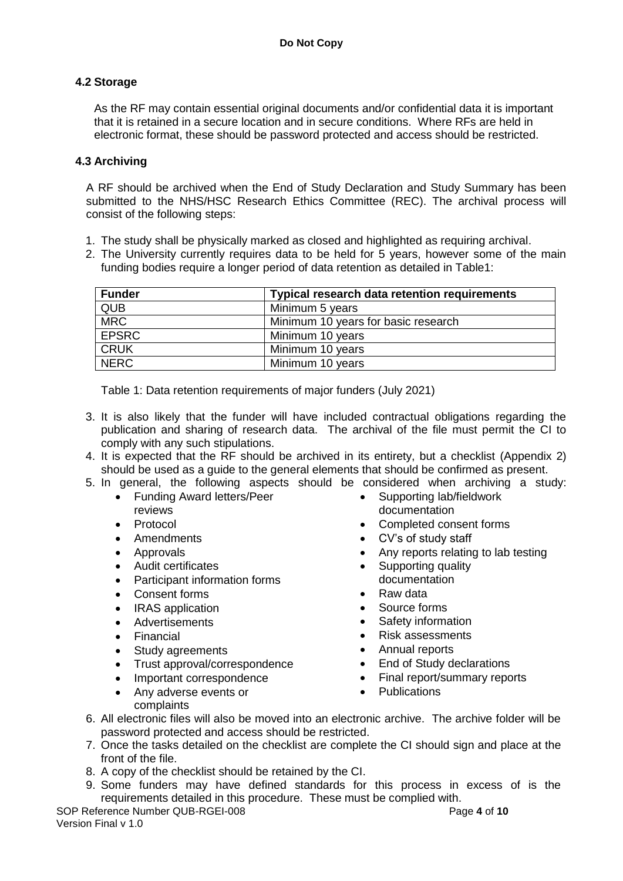### 4.2 Storage

As the RF may contain essential original documents and/or confidential data it is important that it is retained in a secure location and in secure conditions. Where RFs are held in electronic format, these should be password protected and access should be restricted.

### 4.3 Archiving

A RF should be archived when the End of Study Declaration and Study Summary has been submitted to the NHS/HSC Research Ethics Committee (REC). The archival process will consist of the following steps:

1. The study shall be physically marked as closed and highlighted as requiring archival.
2. The University currently requires data to be held for 5 years, however some of the main funding bodies require a longer period of data retention as detailed in Table1:

| Funder | Typical research data retention requirements |
|---|---|
| QUB | Minimum 5 years |
| MRC | Minimum 10 years for basic research |
| EPSRC | Minimum 10 years |
| CRUK | Minimum 10 years |
| NERC | Minimum 10 years |

Table 1: Data retention requirements of major funders (July 2021)

3. It is also likely that the funder will have included contractual obligations regarding the publication and sharing of research data. The archival of the file must permit the CI to comply with any such stipulations.
4. It is expected that the RF should be archived in its entirety, but a checklist (Appendix 2) should be used as a guide to the general elements that should be confirmed as present.
5. In general, the following aspects should be considered when archiving a study:
   - Funding Award letters/Peer reviews
   - Protocol
   - Amendments
   - Approvals
   - Audit certificates
   - Participant information forms
   - Consent forms
   - IRAS application
   - Advertisements
   - Financial
   - Study agreements
   - Trust approval/correspondence
   - Important correspondence
   - Any adverse events or complaints
   - Supporting lab/fieldwork documentation
   - Completed consent forms
   - CV's of study staff
   - Any reports relating to lab testing
   - Supporting quality documentation
   - Raw data
   - Source forms
   - Safety information
   - Risk assessments
   - Annual reports
   - End of Study declarations
   - Final report/summary reports
   - Publications
6. All electronic files will also be moved into an electronic archive. The archive folder will be password protected and access should be restricted.
7. Once the tasks detailed on the checklist are complete the CI should sign and place at the front of the file.
8. A copy of the checklist should be retained by the CI.
9. Some funders may have defined standards for this process in excess of is the requirements detailed in this procedure. These must be complied with.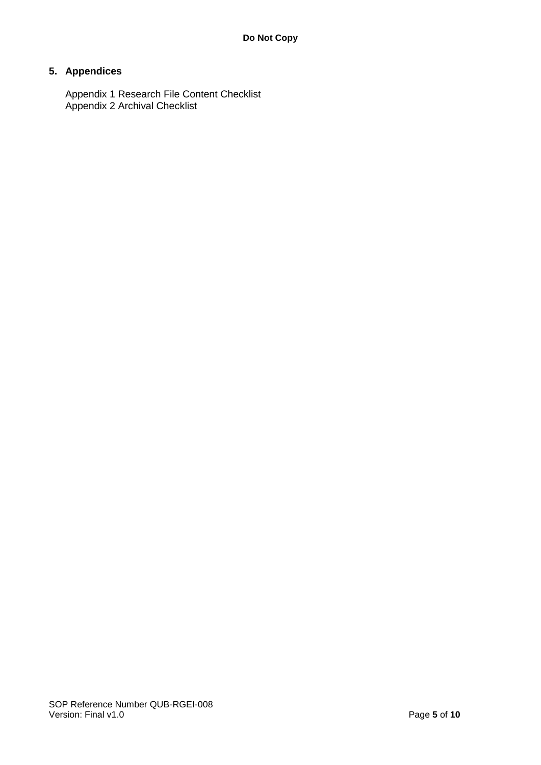## 5. Appendices

Appendix 1 Research File Content Checklist
Appendix 2 Archival Checklist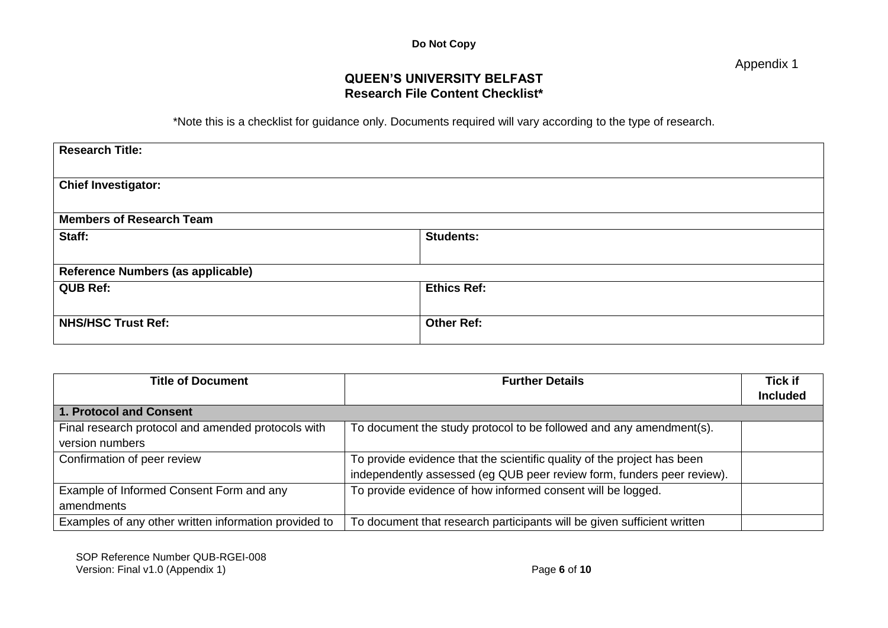**Do Not Copy**

Appendix 1

# QUEEN'S UNIVERSITY BELFAST
## Research File Content Checklist*

*Note this is a checklist for guidance only. Documents required will vary according to the type of research.

| **Research Title:** | |
|---|---|
| **Chief Investigator:** | |
| **Members of Research Team** | |
| **Staff:** | **Students:** |
| **Reference Numbers (as applicable)** | |
| **QUB Ref:** | **Ethics Ref:** |
| **NHS/HSC Trust Ref:** | **Other Ref:** |

| Title of Document | Further Details | Tick if Included |
|---|---|---|
| **1. Protocol and Consent** | | |
| Final research protocol and amended protocols with version numbers | To document the study protocol to be followed and any amendment(s). | |
| Confirmation of peer review | To provide evidence that the scientific quality of the project has been independently assessed (eg QUB peer review form, funders peer review). | |
| Example of Informed Consent Form and any amendments | To provide evidence of how informed consent will be logged. | |
| Examples of any other written information provided to | To document that research participants will be given sufficient written | |

SOP Reference Number QUB-RGEI-008
Version: Final v1.0 (Appendix 1)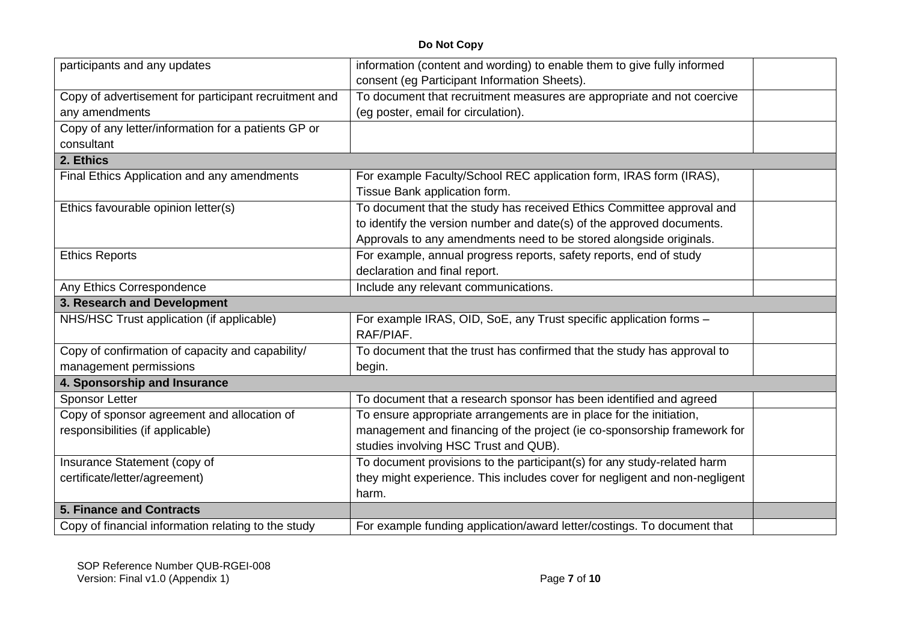| participants and any updates | information (content and wording) to enable them to give fully informed consent (eg Participant Information Sheets). | |
| --- | --- | --- |
| Copy of advertisement for participant recruitment and any amendments | To document that recruitment measures are appropriate and not coercive (eg poster, email for circulation). | |
| Copy of any letter/information for a patients GP or consultant | | |
| **2. Ethics** | | |
| Final Ethics Application and any amendments | For example Faculty/School REC application form, IRAS form (IRAS), Tissue Bank application form. | |
| Ethics favourable opinion letter(s) | To document that the study has received Ethics Committee approval and to identify the version number and date(s) of the approved documents. Approvals to any amendments need to be stored alongside originals. | |
| Ethics Reports | For example, annual progress reports, safety reports, end of study declaration and final report. | |
| Any Ethics Correspondence | Include any relevant communications. | |
| **3. Research and Development** | | |
| NHS/HSC Trust application (if applicable) | For example IRAS, OID, SoE, any Trust specific application forms – RAF/PIAF. | |
| Copy of confirmation of capacity and capability/ management permissions | To document that the trust has confirmed that the study has approval to begin. | |
| **4. Sponsorship and Insurance** | | |
| Sponsor Letter | To document that a research sponsor has been identified and agreed | |
| Copy of sponsor agreement and allocation of responsibilities (if applicable) | To ensure appropriate arrangements are in place for the initiation, management and financing of the project (ie co-sponsorship framework for studies involving HSC Trust and QUB). | |
| Insurance Statement (copy of certificate/letter/agreement) | To document provisions to the participant(s) for any study-related harm they might experience. This includes cover for negligent and non-negligent harm. | |
| **5. Finance and Contracts** | | |
| Copy of financial information relating to the study | For example funding application/award letter/costings. To document that | |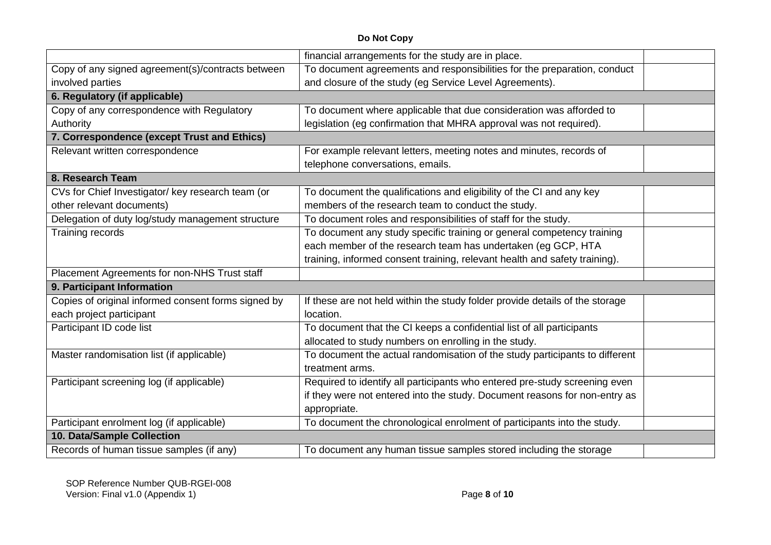| | | |
|---|---|---|
| | financial arrangements for the study are in place. | |
| Copy of any signed agreement(s)/contracts between involved parties | To document agreements and responsibilities for the preparation, conduct and closure of the study (eg Service Level Agreements). | |
| **6. Regulatory (if applicable)** | | |
| Copy of any correspondence with Regulatory Authority | To document where applicable that due consideration was afforded to legislation (eg confirmation that MHRA approval was not required). | |
| **7. Correspondence (except Trust and Ethics)** | | |
| Relevant written correspondence | For example relevant letters, meeting notes and minutes, records of telephone conversations, emails. | |
| **8. Research Team** | | |
| CVs for Chief Investigator/ key research team (or other relevant documents) | To document the qualifications and eligibility of the CI and any key members of the research team to conduct the study. | |
| Delegation of duty log/study management structure | To document roles and responsibilities of staff for the study. | |
| Training records | To document any study specific training or general competency training each member of the research team has undertaken (eg GCP, HTA training, informed consent training, relevant health and safety training). | |
| Placement Agreements for non-NHS Trust staff | | |
| **9. Participant Information** | | |
| Copies of original informed consent forms signed by each project participant | If these are not held within the study folder provide details of the storage location. | |
| Participant ID code list | To document that the CI keeps a confidential list of all participants allocated to study numbers on enrolling in the study. | |
| Master randomisation list (if applicable) | To document the actual randomisation of the study participants to different treatment arms. | |
| Participant screening log (if applicable) | Required to identify all participants who entered pre-study screening even if they were not entered into the study. Document reasons for non-entry as appropriate. | |
| Participant enrolment log (if applicable) | To document the chronological enrolment of participants into the study. | |
| **10. Data/Sample Collection** | | |
| Records of human tissue samples (if any) | To document any human tissue samples stored including the storage | |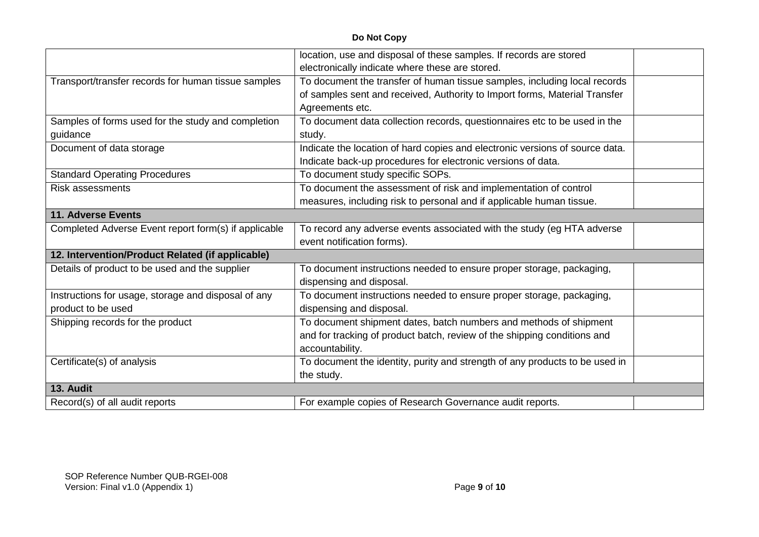| | | |
|---|---|---|
| | location, use and disposal of these samples. If records are stored electronically indicate where these are stored. | |
| Transport/transfer records for human tissue samples | To document the transfer of human tissue samples, including local records of samples sent and received, Authority to Import forms, Material Transfer Agreements etc. | |
| Samples of forms used for the study and completion guidance | To document data collection records, questionnaires etc to be used in the study. | |
| Document of data storage | Indicate the location of hard copies and electronic versions of source data. Indicate back-up procedures for electronic versions of data. | |
| Standard Operating Procedures | To document study specific SOPs. | |
| Risk assessments | To document the assessment of risk and implementation of control measures, including risk to personal and if applicable human tissue. | |
| **11. Adverse Events** | | |
| Completed Adverse Event report form(s) if applicable | To record any adverse events associated with the study (eg HTA adverse event notification forms). | |
| **12. Intervention/Product Related (if applicable)** | | |
| Details of product to be used and the supplier | To document instructions needed to ensure proper storage, packaging, dispensing and disposal. | |
| Instructions for usage, storage and disposal of any product to be used | To document instructions needed to ensure proper storage, packaging, dispensing and disposal. | |
| Shipping records for the product | To document shipment dates, batch numbers and methods of shipment and for tracking of product batch, review of the shipping conditions and accountability. | |
| Certificate(s) of analysis | To document the identity, purity and strength of any products to be used in the study. | |
| **13. Audit** | | |
| Record(s) of all audit reports | For example copies of Research Governance audit reports. | |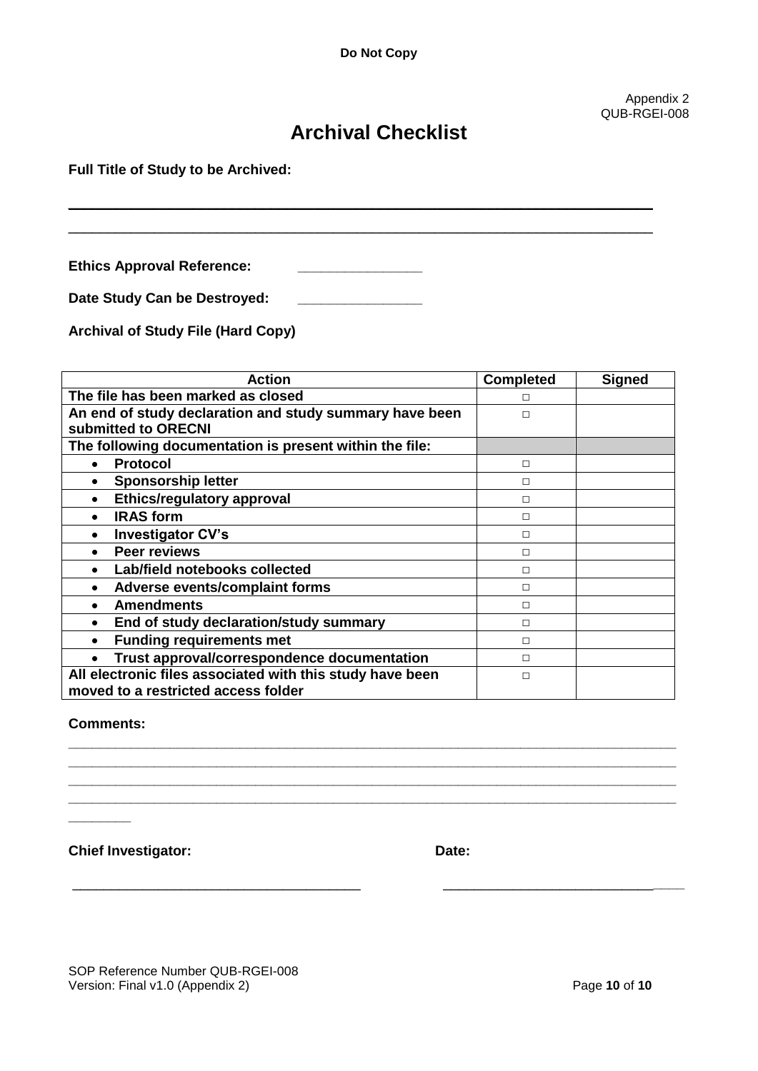**Do Not Copy**

Appendix 2
QUB-RGEI-008

# Archival Checklist

**Full Title of Study to be Archived:**

___________________________________________________________________________

___________________________________________________________________________

**Ethics Approval Reference:** _______________

**Date Study Can be Destroyed:** _______________

**Archival of Study File (Hard Copy)**

| Action | Completed | Signed |
|---|---|---|
| **The file has been marked as closed** | □ | |
| **An end of study declaration and study summary have been submitted to ORECNI** | □ | |
| **The following documentation is present within the file:** | | |
| • **Protocol** | □ | |
| • **Sponsorship letter** | □ | |
| • **Ethics/regulatory approval** | □ | |
| • **IRAS form** | □ | |
| • **Investigator CV's** | □ | |
| • **Peer reviews** | □ | |
| • **Lab/field notebooks collected** | □ | |
| • **Adverse events/complaint forms** | □ | |
| • **Amendments** | □ | |
| • **End of study declaration/study summary** | □ | |
| • **Funding requirements met** | □ | |
| • **Trust approval/correspondence documentation** | □ | |
| **All electronic files associated with this study have been moved to a restricted access folder** | □ | |

**Comments:**

___________________________________________________________________________
___________________________________________________________________________
___________________________________________________________________________
___________________________________________________________________________
________

**Chief Investigator:** ___________________________________ **Date:** ___________________________

SOP Reference Number QUB-RGEI-008
Version: Final v1.0 (Appendix 2)